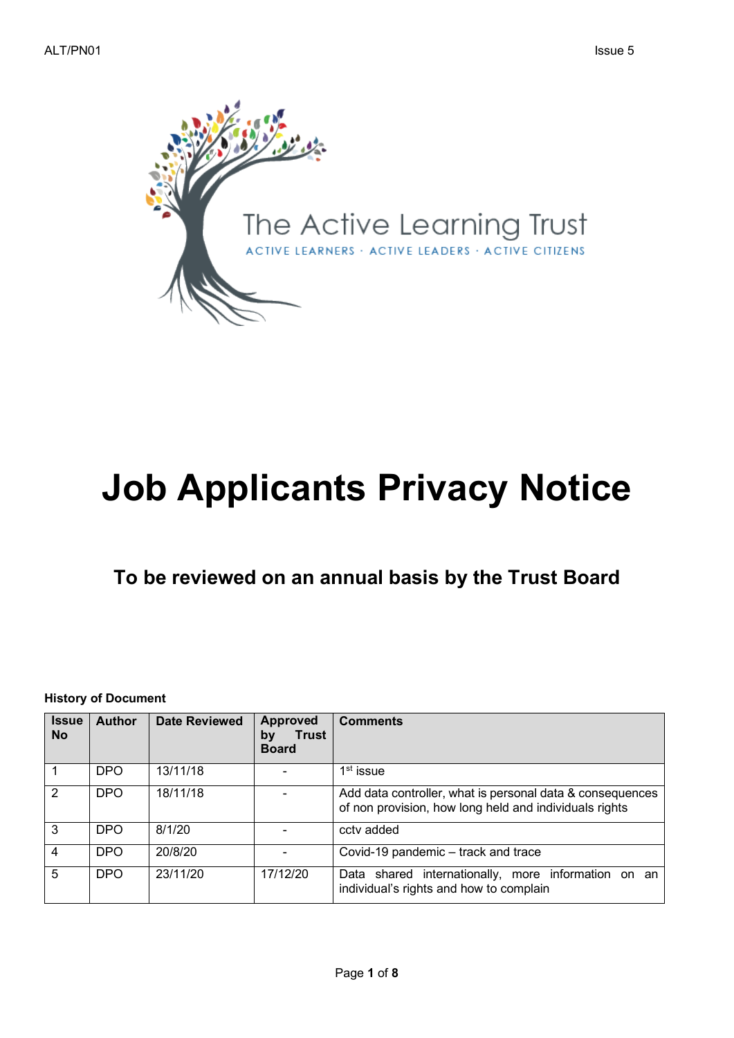The Active Learning Trust

ACTIVE LEARNERS · ACTIVE LEADERS · ACTIVE CITIZENS

# Job Applicants Privacy Notice

## To be reviewed on an annual basis by the Trust Board

**History of Document**

| Issue No | Author | Date Reviewed | Approved by Trust Board | Comments |
|---|---|---|---|---|
| 1 | DPO | 13/11/18 | - | 1st issue |
| 2 | DPO | 18/11/18 | - | Add data controller, what is personal data & consequences of non provision, how long held and individuals rights |
| 3 | DPO | 8/1/20 | - | cctv added |
| 4 | DPO | 20/8/20 | - | Covid-19 pandemic – track and trace |
| 5 | DPO | 23/11/20 | 17/12/20 | Data shared internationally, more information on an individual's rights and how to complain |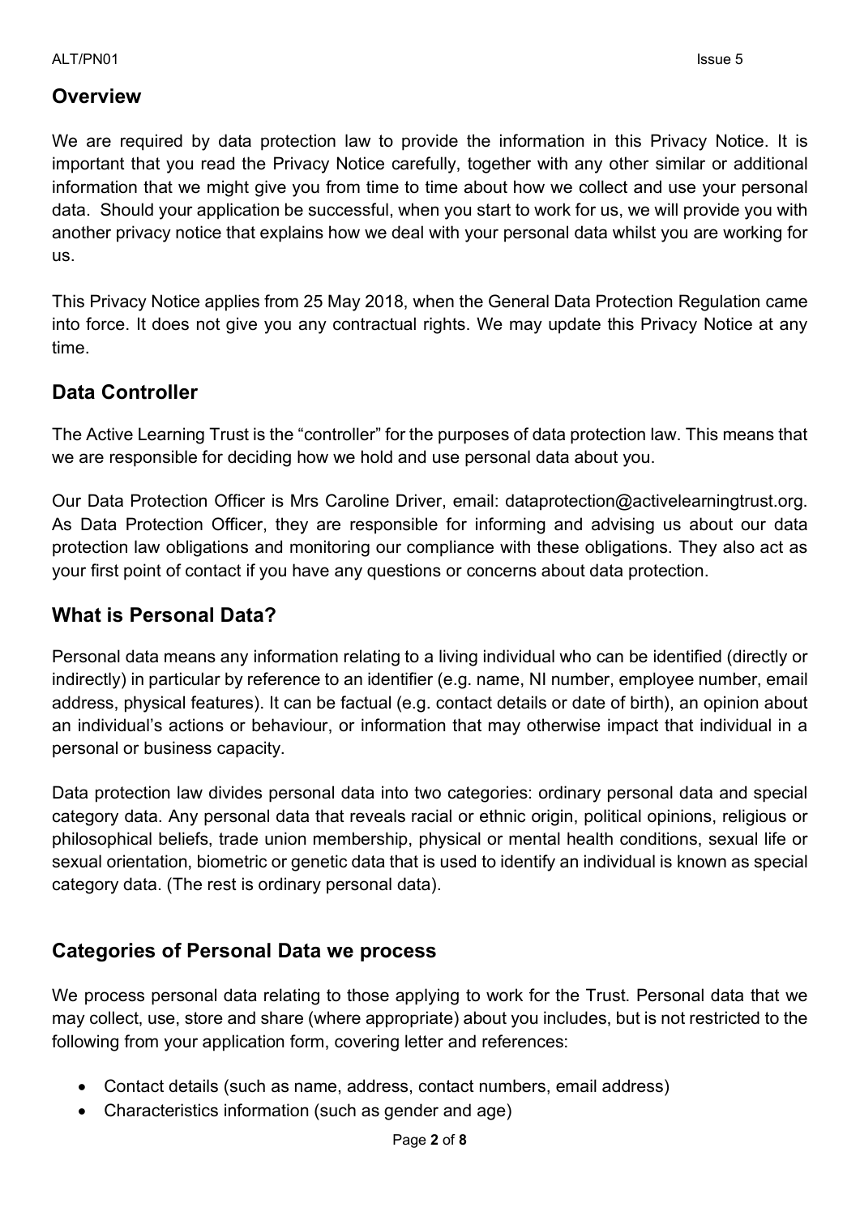## Overview

We are required by data protection law to provide the information in this Privacy Notice. It is important that you read the Privacy Notice carefully, together with any other similar or additional information that we might give you from time to time about how we collect and use your personal data. Should your application be successful, when you start to work for us, we will provide you with another privacy notice that explains how we deal with your personal data whilst you are working for us.

This Privacy Notice applies from 25 May 2018, when the General Data Protection Regulation came into force. It does not give you any contractual rights. We may update this Privacy Notice at any time.

## Data Controller

The Active Learning Trust is the "controller" for the purposes of data protection law. This means that we are responsible for deciding how we hold and use personal data about you.

Our Data Protection Officer is Mrs Caroline Driver, email: dataprotection@activelearningtrust.org. As Data Protection Officer, they are responsible for informing and advising us about our data protection law obligations and monitoring our compliance with these obligations. They also act as your first point of contact if you have any questions or concerns about data protection.

## What is Personal Data?

Personal data means any information relating to a living individual who can be identified (directly or indirectly) in particular by reference to an identifier (e.g. name, NI number, employee number, email address, physical features). It can be factual (e.g. contact details or date of birth), an opinion about an individual's actions or behaviour, or information that may otherwise impact that individual in a personal or business capacity.

Data protection law divides personal data into two categories: ordinary personal data and special category data. Any personal data that reveals racial or ethnic origin, political opinions, religious or philosophical beliefs, trade union membership, physical or mental health conditions, sexual life or sexual orientation, biometric or genetic data that is used to identify an individual is known as special category data. (The rest is ordinary personal data).

## Categories of Personal Data we process

We process personal data relating to those applying to work for the Trust. Personal data that we may collect, use, store and share (where appropriate) about you includes, but is not restricted to the following from your application form, covering letter and references:

- Contact details (such as name, address, contact numbers, email address)
- Characteristics information (such as gender and age)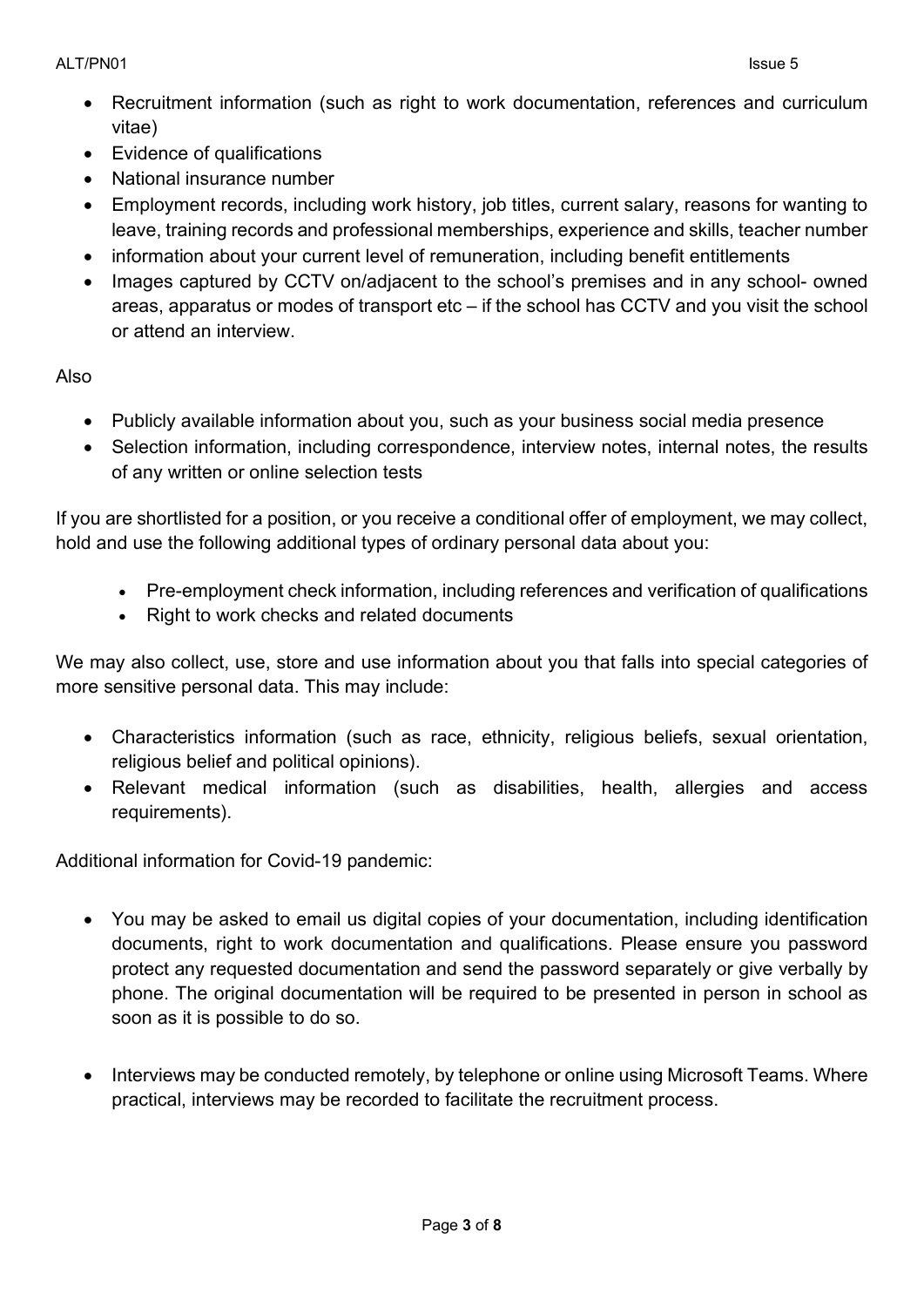- Recruitment information (such as right to work documentation, references and curriculum vitae)
- Evidence of qualifications
- National insurance number
- Employment records, including work history, job titles, current salary, reasons for wanting to leave, training records and professional memberships, experience and skills, teacher number
- information about your current level of remuneration, including benefit entitlements
- Images captured by CCTV on/adjacent to the school's premises and in any school- owned areas, apparatus or modes of transport etc – if the school has CCTV and you visit the school or attend an interview.

Also

- Publicly available information about you, such as your business social media presence
- Selection information, including correspondence, interview notes, internal notes, the results of any written or online selection tests

If you are shortlisted for a position, or you receive a conditional offer of employment, we may collect, hold and use the following additional types of ordinary personal data about you:

- Pre-employment check information, including references and verification of qualifications
- Right to work checks and related documents

We may also collect, use, store and use information about you that falls into special categories of more sensitive personal data. This may include:

- Characteristics information (such as race, ethnicity, religious beliefs, sexual orientation, religious belief and political opinions).
- Relevant medical information (such as disabilities, health, allergies and access requirements).

Additional information for Covid-19 pandemic:

- You may be asked to email us digital copies of your documentation, including identification documents, right to work documentation and qualifications. Please ensure you password protect any requested documentation and send the password separately or give verbally by phone. The original documentation will be required to be presented in person in school as soon as it is possible to do so.

- Interviews may be conducted remotely, by telephone or online using Microsoft Teams. Where practical, interviews may be recorded to facilitate the recruitment process.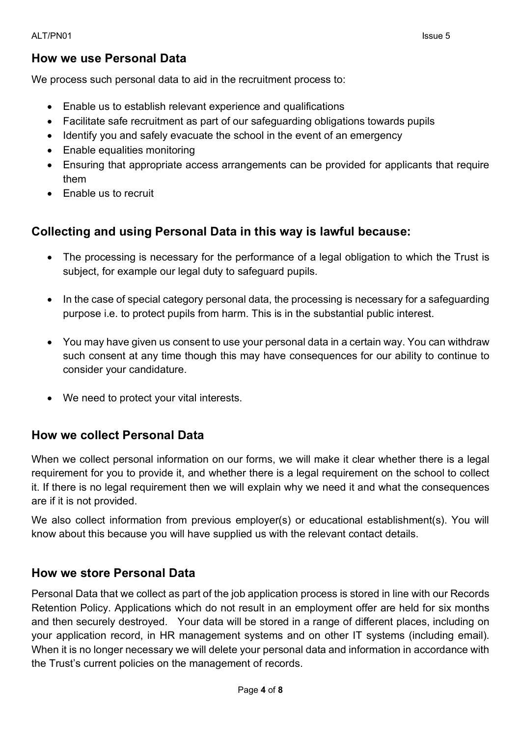## How we use Personal Data

We process such personal data to aid in the recruitment process to:

- Enable us to establish relevant experience and qualifications
- Facilitate safe recruitment as part of our safeguarding obligations towards pupils
- Identify you and safely evacuate the school in the event of an emergency
- Enable equalities monitoring
- Ensuring that appropriate access arrangements can be provided for applicants that require them
- Enable us to recruit

## Collecting and using Personal Data in this way is lawful because:

- The processing is necessary for the performance of a legal obligation to which the Trust is subject, for example our legal duty to safeguard pupils.
- In the case of special category personal data, the processing is necessary for a safeguarding purpose i.e. to protect pupils from harm. This is in the substantial public interest.
- You may have given us consent to use your personal data in a certain way. You can withdraw such consent at any time though this may have consequences for our ability to continue to consider your candidature.
- We need to protect your vital interests.

## How we collect Personal Data

When we collect personal information on our forms, we will make it clear whether there is a legal requirement for you to provide it, and whether there is a legal requirement on the school to collect it. If there is no legal requirement then we will explain why we need it and what the consequences are if it is not provided.

We also collect information from previous employer(s) or educational establishment(s). You will know about this because you will have supplied us with the relevant contact details.

## How we store Personal Data

Personal Data that we collect as part of the job application process is stored in line with our Records Retention Policy. Applications which do not result in an employment offer are held for six months and then securely destroyed. Your data will be stored in a range of different places, including on your application record, in HR management systems and on other IT systems (including email). When it is no longer necessary we will delete your personal data and information in accordance with the Trust's current policies on the management of records.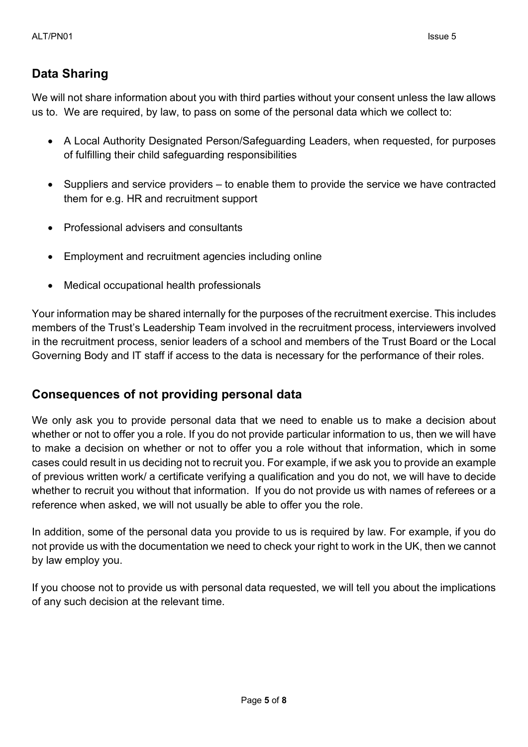## Data Sharing

We will not share information about you with third parties without your consent unless the law allows us to. We are required, by law, to pass on some of the personal data which we collect to:

- A Local Authority Designated Person/Safeguarding Leaders, when requested, for purposes of fulfilling their child safeguarding responsibilities
- Suppliers and service providers – to enable them to provide the service we have contracted them for e.g. HR and recruitment support
- Professional advisers and consultants
- Employment and recruitment agencies including online
- Medical occupational health professionals

Your information may be shared internally for the purposes of the recruitment exercise. This includes members of the Trust's Leadership Team involved in the recruitment process, interviewers involved in the recruitment process, senior leaders of a school and members of the Trust Board or the Local Governing Body and IT staff if access to the data is necessary for the performance of their roles.

## Consequences of not providing personal data

We only ask you to provide personal data that we need to enable us to make a decision about whether or not to offer you a role. If you do not provide particular information to us, then we will have to make a decision on whether or not to offer you a role without that information, which in some cases could result in us deciding not to recruit you. For example, if we ask you to provide an example of previous written work/ a certificate verifying a qualification and you do not, we will have to decide whether to recruit you without that information. If you do not provide us with names of referees or a reference when asked, we will not usually be able to offer you the role.

In addition, some of the personal data you provide to us is required by law. For example, if you do not provide us with the documentation we need to check your right to work in the UK, then we cannot by law employ you.

If you choose not to provide us with personal data requested, we will tell you about the implications of any such decision at the relevant time.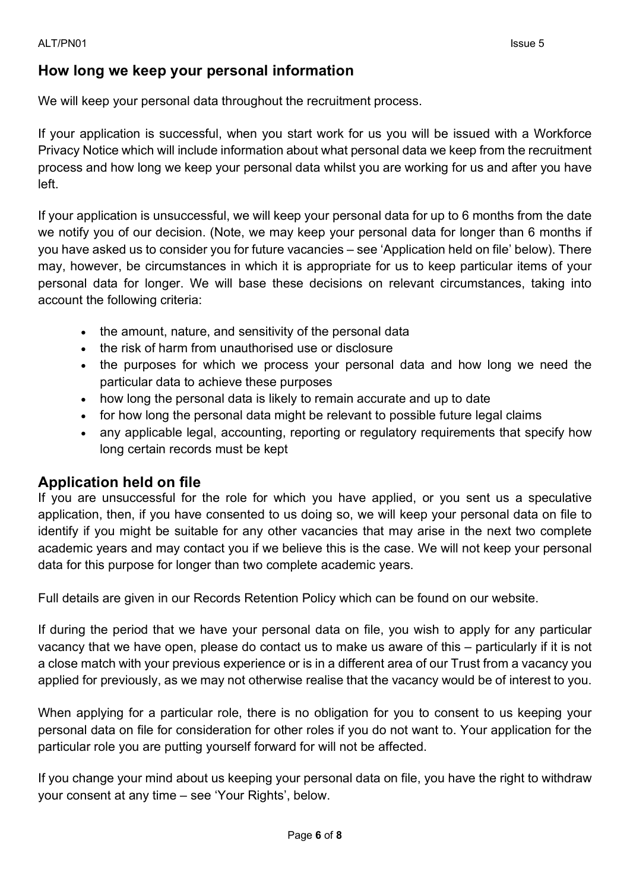## How long we keep your personal information

We will keep your personal data throughout the recruitment process.

If your application is successful, when you start work for us you will be issued with a Workforce Privacy Notice which will include information about what personal data we keep from the recruitment process and how long we keep your personal data whilst you are working for us and after you have left.

If your application is unsuccessful, we will keep your personal data for up to 6 months from the date we notify you of our decision. (Note, we may keep your personal data for longer than 6 months if you have asked us to consider you for future vacancies – see 'Application held on file' below). There may, however, be circumstances in which it is appropriate for us to keep particular items of your personal data for longer. We will base these decisions on relevant circumstances, taking into account the following criteria:

- the amount, nature, and sensitivity of the personal data
- the risk of harm from unauthorised use or disclosure
- the purposes for which we process your personal data and how long we need the particular data to achieve these purposes
- how long the personal data is likely to remain accurate and up to date
- for how long the personal data might be relevant to possible future legal claims
- any applicable legal, accounting, reporting or regulatory requirements that specify how long certain records must be kept

## Application held on file

If you are unsuccessful for the role for which you have applied, or you sent us a speculative application, then, if you have consented to us doing so, we will keep your personal data on file to identify if you might be suitable for any other vacancies that may arise in the next two complete academic years and may contact you if we believe this is the case. We will not keep your personal data for this purpose for longer than two complete academic years.

Full details are given in our Records Retention Policy which can be found on our website.

If during the period that we have your personal data on file, you wish to apply for any particular vacancy that we have open, please do contact us to make us aware of this – particularly if it is not a close match with your previous experience or is in a different area of our Trust from a vacancy you applied for previously, as we may not otherwise realise that the vacancy would be of interest to you.

When applying for a particular role, there is no obligation for you to consent to us keeping your personal data on file for consideration for other roles if you do not want to. Your application for the particular role you are putting yourself forward for will not be affected.

If you change your mind about us keeping your personal data on file, you have the right to withdraw your consent at any time – see 'Your Rights', below.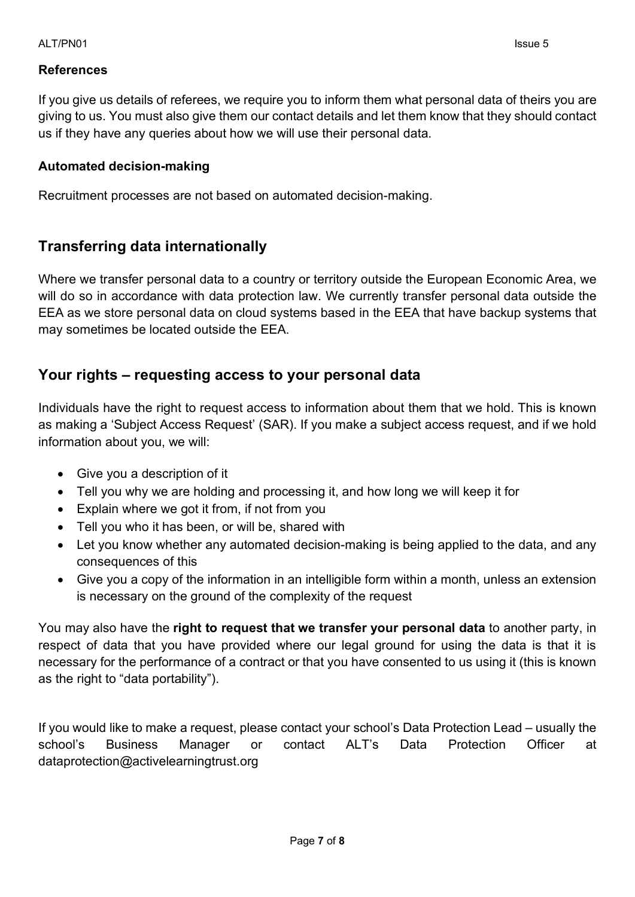### References

If you give us details of referees, we require you to inform them what personal data of theirs you are giving to us. You must also give them our contact details and let them know that they should contact us if they have any queries about how we will use their personal data.

### Automated decision-making

Recruitment processes are not based on automated decision-making.

## Transferring data internationally

Where we transfer personal data to a country or territory outside the European Economic Area, we will do so in accordance with data protection law. We currently transfer personal data outside the EEA as we store personal data on cloud systems based in the EEA that have backup systems that may sometimes be located outside the EEA.

## Your rights – requesting access to your personal data

Individuals have the right to request access to information about them that we hold. This is known as making a 'Subject Access Request' (SAR). If you make a subject access request, and if we hold information about you, we will:

- Give you a description of it
- Tell you why we are holding and processing it, and how long we will keep it for
- Explain where we got it from, if not from you
- Tell you who it has been, or will be, shared with
- Let you know whether any automated decision-making is being applied to the data, and any consequences of this
- Give you a copy of the information in an intelligible form within a month, unless an extension is necessary on the ground of the complexity of the request

You may also have the **right to request that we transfer your personal data** to another party, in respect of data that you have provided where our legal ground for using the data is that it is necessary for the performance of a contract or that you have consented to us using it (this is known as the right to "data portability").

If you would like to make a request, please contact your school's Data Protection Lead – usually the school's Business Manager or contact ALT's Data Protection Officer at dataprotection@activelearningtrust.org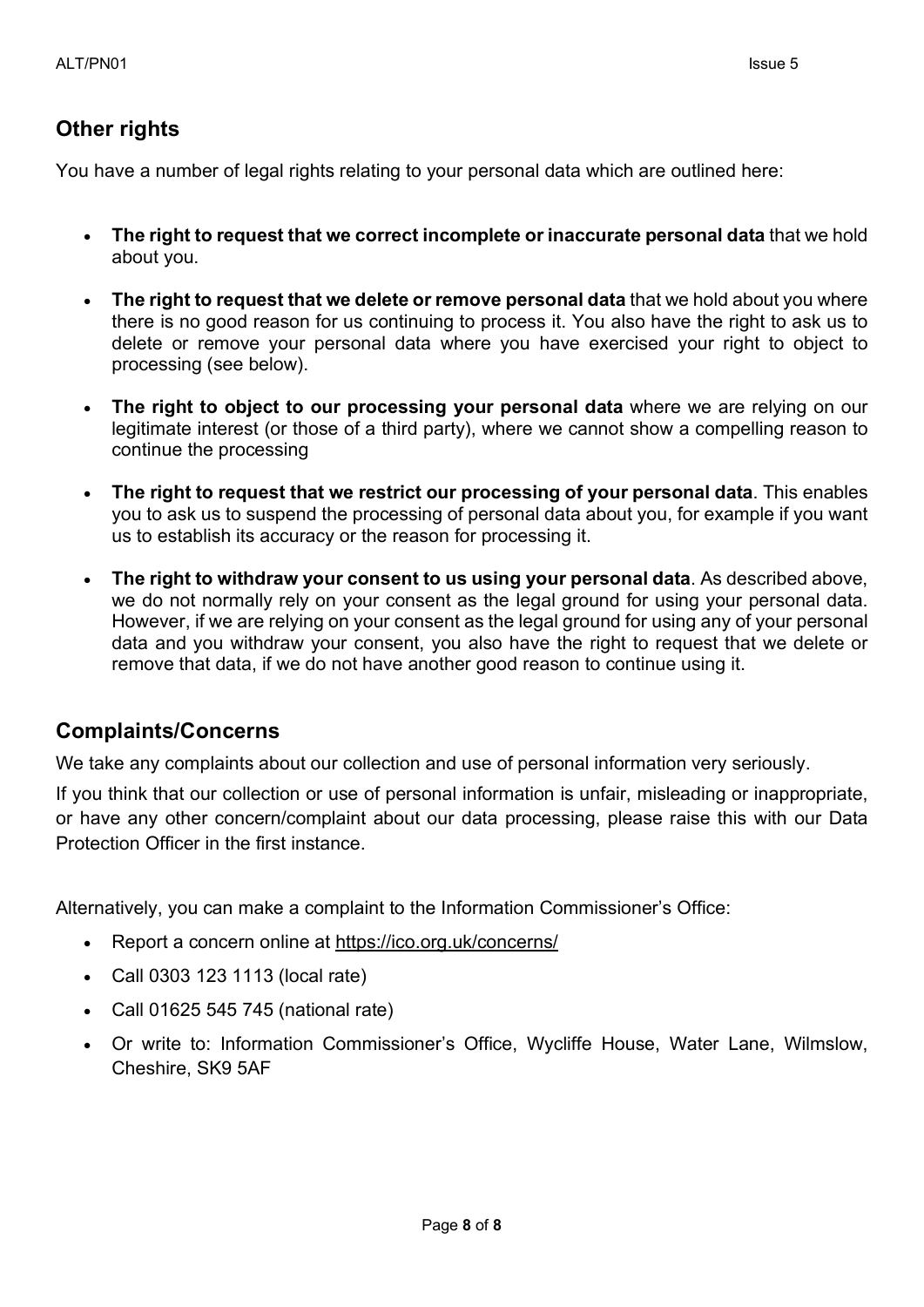## Other rights

You have a number of legal rights relating to your personal data which are outlined here:

- **The right to request that we correct incomplete or inaccurate personal data** that we hold about you.
- **The right to request that we delete or remove personal data** that we hold about you where there is no good reason for us continuing to process it. You also have the right to ask us to delete or remove your personal data where you have exercised your right to object to processing (see below).
- **The right to object to our processing your personal data** where we are relying on our legitimate interest (or those of a third party), where we cannot show a compelling reason to continue the processing
- **The right to request that we restrict our processing of your personal data**. This enables you to ask us to suspend the processing of personal data about you, for example if you want us to establish its accuracy or the reason for processing it.
- **The right to withdraw your consent to us using your personal data**. As described above, we do not normally rely on your consent as the legal ground for using your personal data. However, if we are relying on your consent as the legal ground for using any of your personal data and you withdraw your consent, you also have the right to request that we delete or remove that data, if we do not have another good reason to continue using it.

## Complaints/Concerns

We take any complaints about our collection and use of personal information very seriously.

If you think that our collection or use of personal information is unfair, misleading or inappropriate, or have any other concern/complaint about our data processing, please raise this with our Data Protection Officer in the first instance.

Alternatively, you can make a complaint to the Information Commissioner's Office:

- Report a concern online at https://ico.org.uk/concerns/
- Call 0303 123 1113 (local rate)
- Call 01625 545 745 (national rate)
- Or write to: Information Commissioner's Office, Wycliffe House, Water Lane, Wilmslow, Cheshire, SK9 5AF